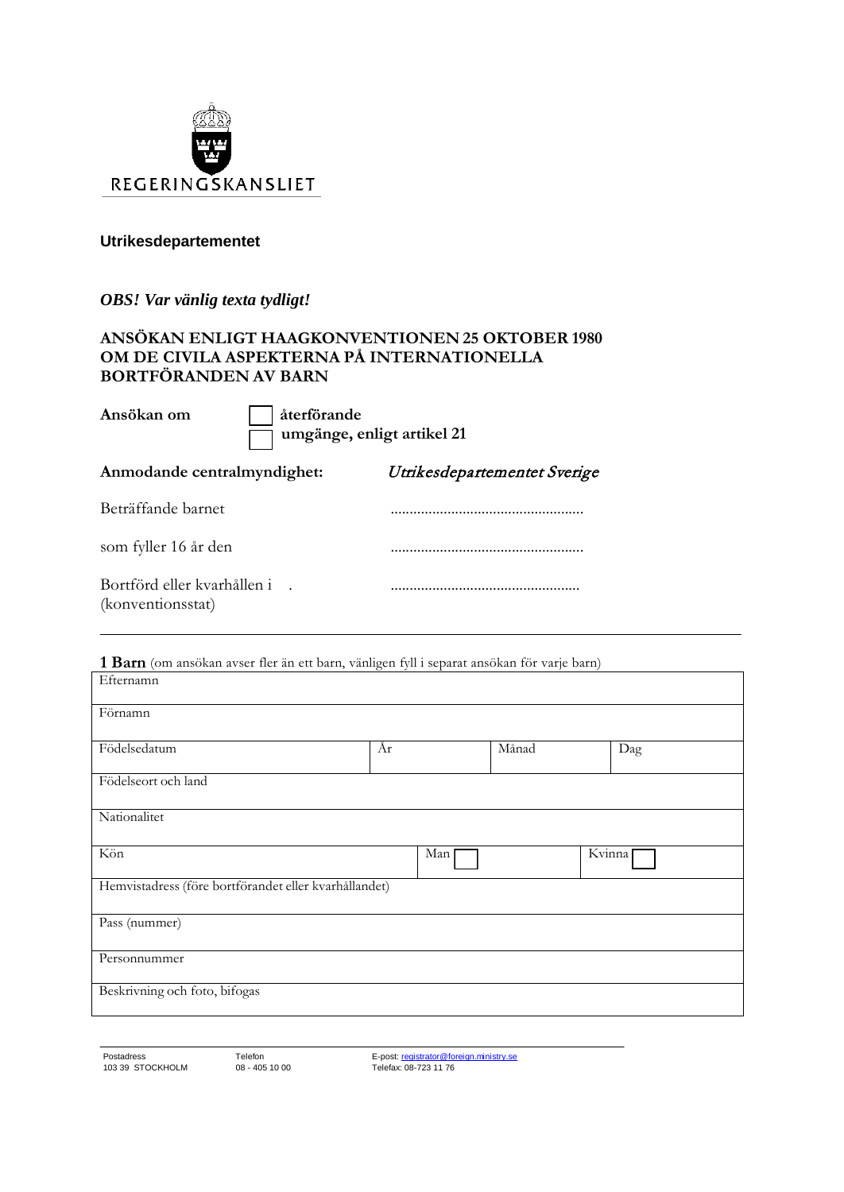REGERINGSKANSLIET

**Utrikesdepartementet**

***OBS! Var vänlig texta tydligt!***

## ANSÖKAN ENLIGT HAAGKONVENTIONEN 25 OKTOBER 1980 OM DE CIVILA ASPEKTERNA PÅ INTERNATIONELLA BORTFÖRANDEN AV BARN

**Ansökan om** ☐ **återförande**
☐ **umgänge, enligt artikel 21**

**Anmodande centralmyndighet:** *Utrikesdepartementet Sverige*

Beträffande barnet ..................................................

som fyller 16 år den ..................................................

Bortförd eller kvarhållen i . (konventionsstat) ..................................................

---

**1 Barn** (om ansökan avser fler än ett barn, vänligen fyll i separat ansökan för varje barn)

| Efternamn | | | |
|---|---|---|---|
| Förnamn | | | |
| Födelsedatum | År | Månad | Dag |
| Födelseort och land | | | |
| Nationalitet | | | |
| Kön | Man ☐ | Kvinna ☐ | |
| Hemvistadress (före bortförandet eller kvarhållandet) | | | |
| Pass (nummer) | | | |
| Personnummer | | | |
| Beskrivning och foto, bifogas | | | |

Postadress
103 39 STOCKHOLM

Telefon
08 - 405 10 00

E-post: registrator@foreign.ministry.se
Telefax: 08-723 11 76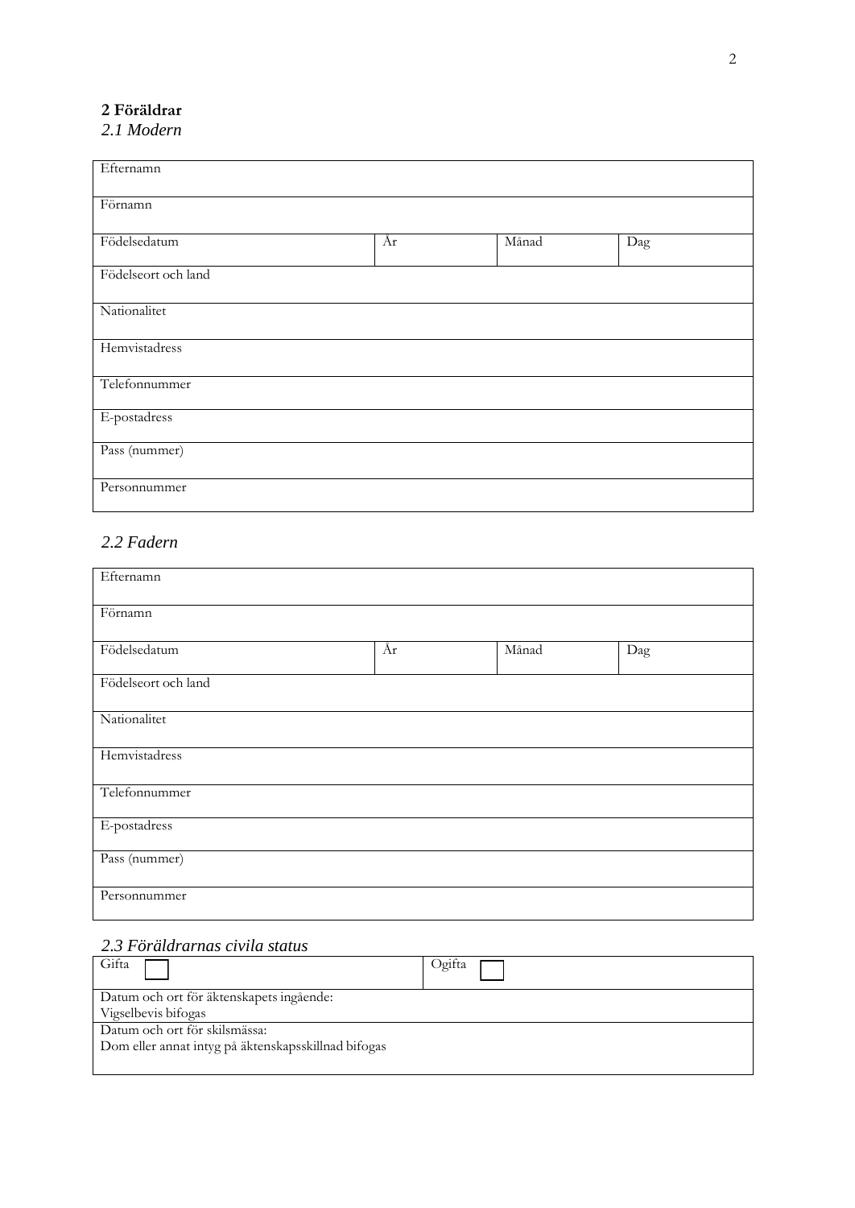## 2 Föräldrar

### *2.1 Modern*

| Efternamn | | | |
|---|---|---|---|
| Förnamn | | | |
| Födelsedatum | År | Månad | Dag |
| Födelseort och land | | | |
| Nationalitet | | | |
| Hemvistadress | | | |
| Telefonnummer | | | |
| E-postadress | | | |
| Pass (nummer) | | | |
| Personnummer | | | |

### *2.2 Fadern*

| Efternamn | | | |
|---|---|---|---|
| Förnamn | | | |
| Födelsedatum | År | Månad | Dag |
| Födelseort och land | | | |
| Nationalitet | | | |
| Hemvistadress | | | |
| Telefonnummer | | | |
| E-postadress | | | |
| Pass (nummer) | | | |
| Personnummer | | | |

### *2.3 Föräldrarnas civila status*

| Gifta ☐ | Ogifta ☐ |
|---|---|
| Datum och ort för äktenskapets ingående:<br>Vigselbevis bifogas | |
| Datum och ort för skilsmässa:<br>Dom eller annat intyg på äktenskapsskillnad bifogas | |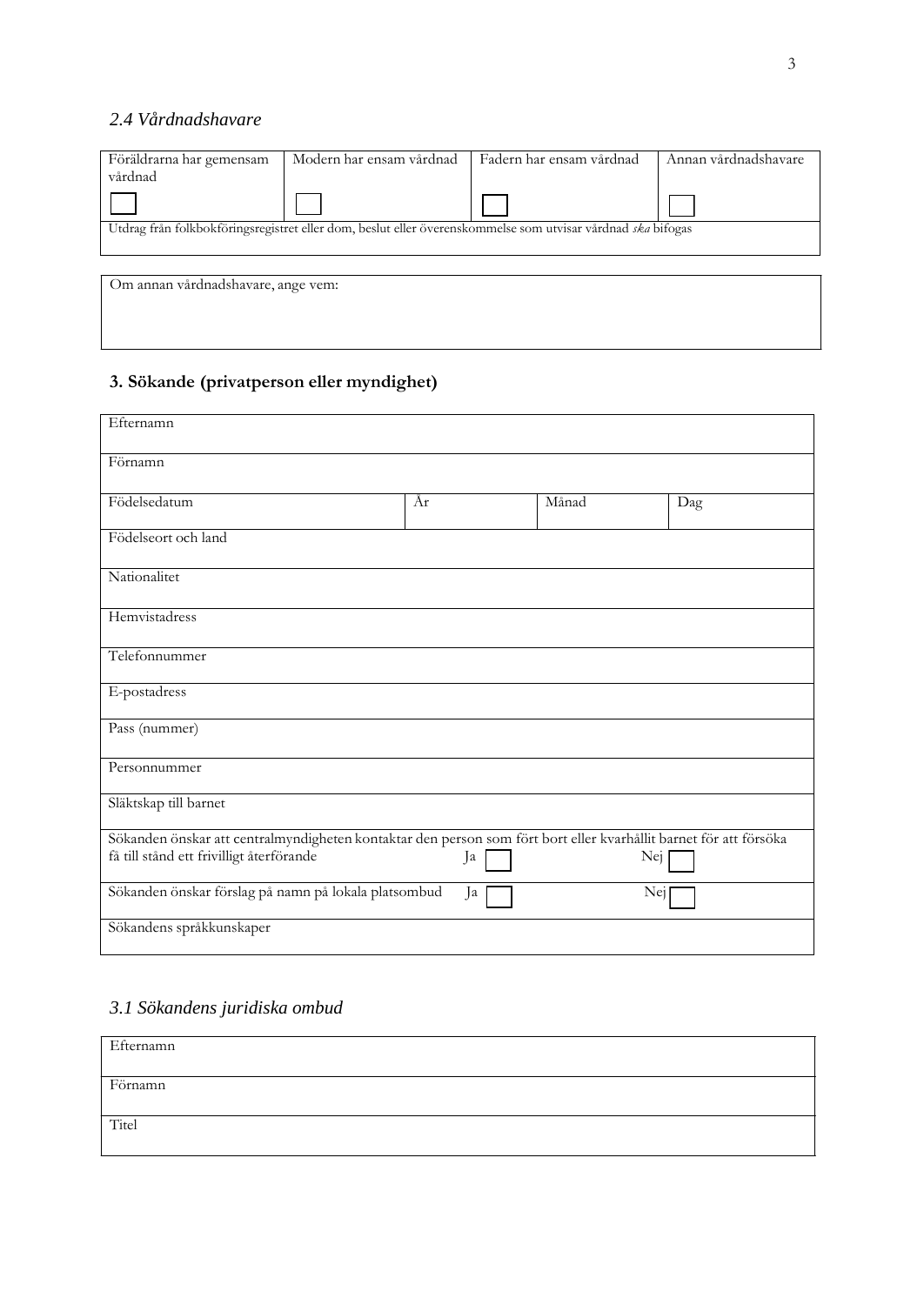### *2.4 Vårdnadshavare*

| Föräldrarna har gemensam vårdnad | Modern har ensam vårdnad | Fadern har ensam vårdnad | Annan vårdnadshavare |
|---|---|---|---|
| ☐ | ☐ | ☐ | ☐ |
| Utdrag från folkbokföringsregistret eller dom, beslut eller överenskommelse som utvisar vårdnad *ska* bifogas | | | |

| Om annan vårdnadshavare, ange vem: |
|---|
| |

## 3. Sökande (privatperson eller myndighet)

| Efternamn | | | |
|---|---|---|---|
| Förnamn | | | |
| Födelsedatum | År | Månad | Dag |
| Födelseort och land | | | |
| Nationalitet | | | |
| Hemvistadress | | | |
| Telefonnummer | | | |
| E-postadress | | | |
| Pass (nummer) | | | |
| Personnummer | | | |
| Släktskap till barnet | | | |
| Sökanden önskar att centralmyndigheten kontaktar den person som fört bort eller kvarhållit barnet för att försöka få till stånd ett frivilligt återförande | Ja ☐ | | Nej ☐ |
| Sökanden önskar förslag på namn på lokala platsombud | Ja ☐ | | Nej ☐ |
| Sökandens språkkunskaper | | | |

### *3.1 Sökandens juridiska ombud*

| Efternamn |
|---|
| Förnamn |
| Titel |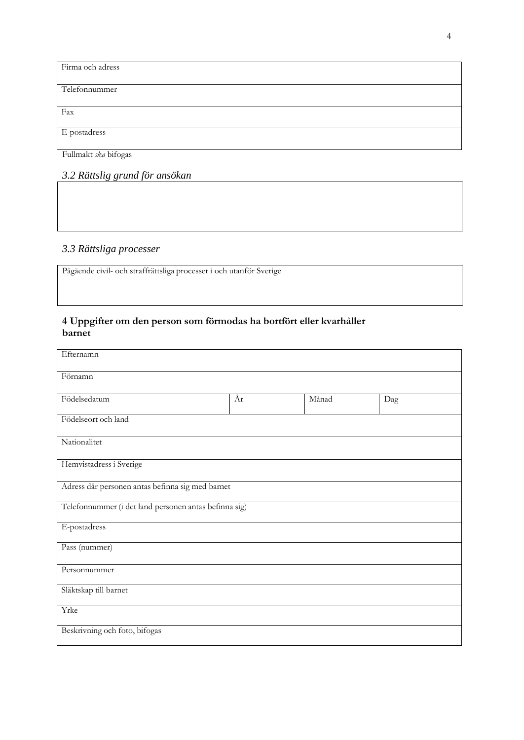| Firma och adress |
| --- |
| Telefonnummer |
| Fax |
| E-postadress |

Fullmakt *ska* bifogas

### *3.2 Rättslig grund för ansökan*

| |
| --- |
| |

### *3.3 Rättsliga processer*

| Pågående civil- och straffrättsliga processer i och utanför Sverige |
| --- |

## 4 Uppgifter om den person som förmodas ha bortfört eller kvarhåller barnet

| Efternamn | | | |
| --- | --- | --- | --- |
| Förnamn | | | |
| Födelsedatum | År | Månad | Dag |
| Födelseort och land | | | |
| Nationalitet | | | |
| Hemvistadress i Sverige | | | |
| Adress där personen antas befinna sig med barnet | | | |
| Telefonnummer (i det land personen antas befinna sig) | | | |
| E-postadress | | | |
| Pass (nummer) | | | |
| Personnummer | | | |
| Släktskap till barnet | | | |
| Yrke | | | |
| Beskrivning och foto, bifogas | | | |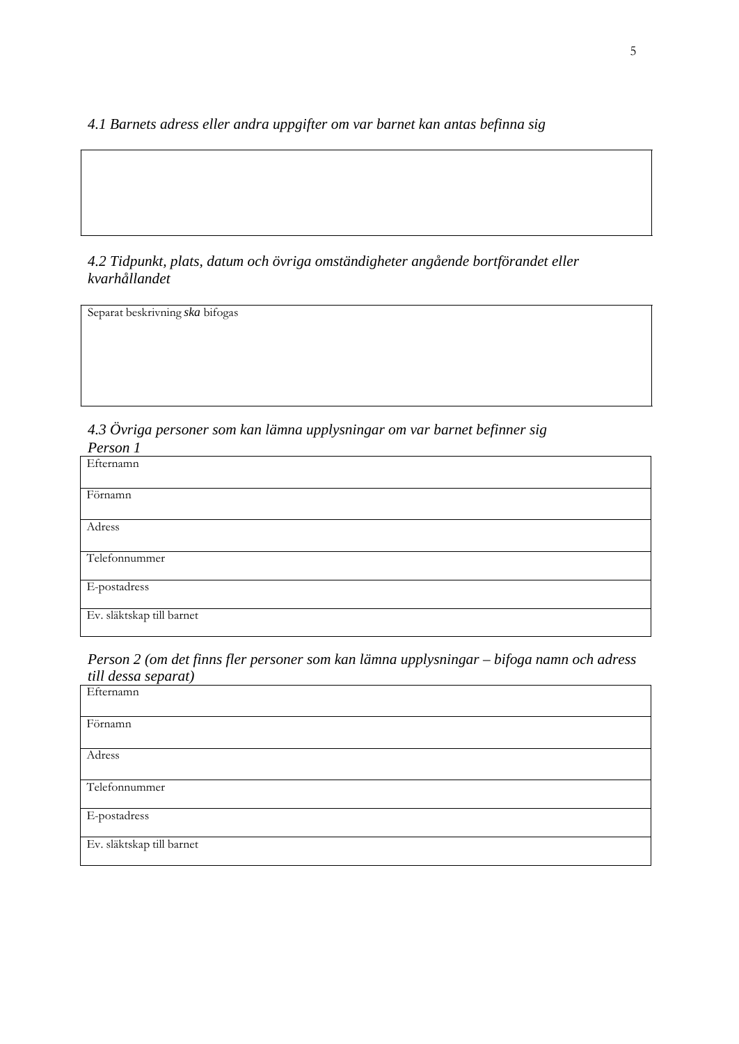*4.1 Barnets adress eller andra uppgifter om var barnet kan antas befinna sig*

| |
|---|
| |

*4.2 Tidpunkt, plats, datum och övriga omständigheter angående bortförandet eller kvarhållandet*

| Separat beskrivning ***ska*** bifogas |
|---|
| |

*4.3 Övriga personer som kan lämna upplysningar om var barnet befinner sig*

*Person 1*

| Efternamn |
|---|
| Förnamn |
| Adress |
| Telefonnummer |
| E-postadress |
| Ev. släktskap till barnet |

*Person 2 (om det finns fler personer som kan lämna upplysningar – bifoga namn och adress till dessa separat)*

| Efternamn |
|---|
| Förnamn |
| Adress |
| Telefonnummer |
| E-postadress |
| Ev. släktskap till barnet |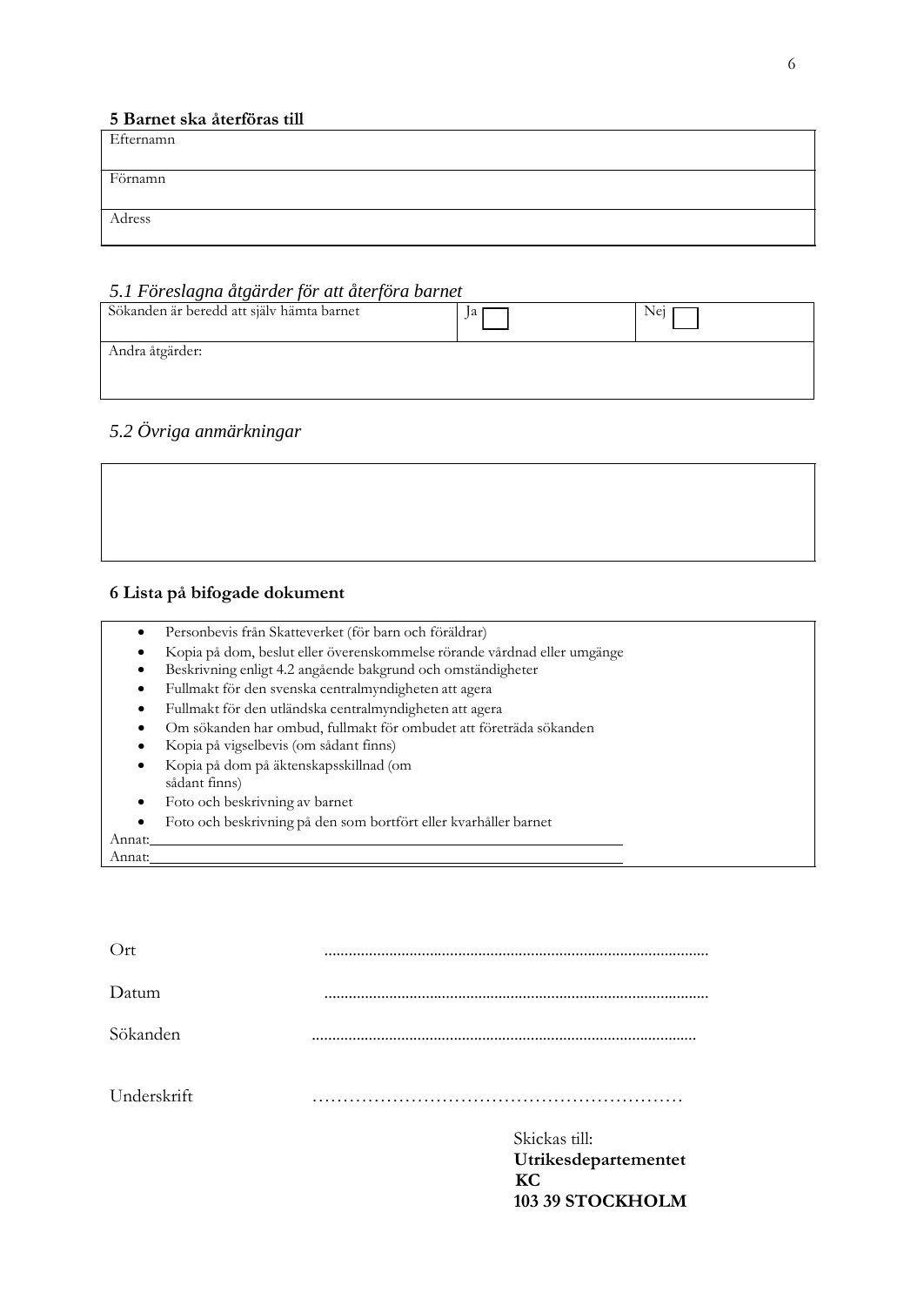## 5 Barnet ska återföras till

| Efternamn |
|---|
| Förnamn |
| Adress |

### *5.1 Föreslagna åtgärder för att återföra barnet*

| Sökanden är beredd att själv hämta barnet | Ja ☐ | Nej ☐ |
|---|---|---|
| Andra åtgärder: | | |

### *5.2 Övriga anmärkningar*

## 6 Lista på bifogade dokument

- Personbevis från Skatteverket (för barn och föräldrar)
- Kopia på dom, beslut eller överenskommelse rörande vårdnad eller umgänge
- Beskrivning enligt 4.2 angående bakgrund och omständigheter
- Fullmakt för den svenska centralmyndigheten att agera
- Fullmakt för den utländska centralmyndigheten att agera
- Om sökanden har ombud, fullmakt för ombudet att företräda sökanden
- Kopia på vigselbevis (om sådant finns)
- Kopia på dom på äktenskapsskillnad (om sådant finns)
- Foto och beskrivning av barnet
- Foto och beskrivning på den som bortfört eller kvarhåller barnet

Annat:_______________________________________________

Annat:_______________________________________________

Ort .............................................................................................

Datum .............................................................................................

Sökanden .............................................................................................

Underskrift ……………………………………………………

Skickas till:
**Utrikesdepartementet**
**KC**
**103 39 STOCKHOLM**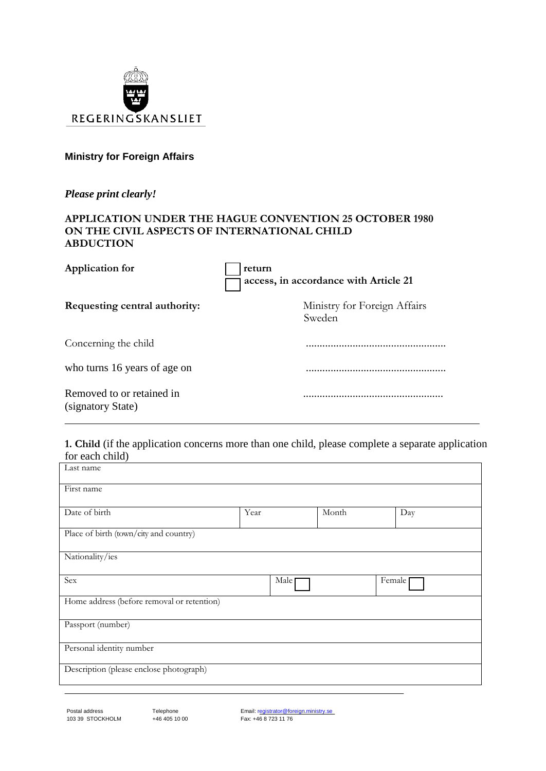REGERINGSKANSLIET

**Ministry for Foreign Affairs**

***Please print clearly!***

**APPLICATION UNDER THE HAGUE CONVENTION 25 OCTOBER 1980 ON THE CIVIL ASPECTS OF INTERNATIONAL CHILD ABDUCTION**

**Application for** ☐ **return**
☐ **access, in accordance with Article 21**

**Requesting central authority:** Ministry for Foreign Affairs Sweden

Concerning the child ..................................................

who turns 16 years of age on ..................................................

Removed to or retained in (signatory State) ..................................................

---

**1. Child** (if the application concerns more than one child, please complete a separate application for each child)

| Last name | | | |
|---|---|---|---|
| First name | | | |
| Date of birth | Year | Month | Day |
| Place of birth (town/city and country) | | | |
| Nationality/ies | | | |
| Sex | Male ☐ | | Female ☐ |
| Home address (before removal or retention) | | | |
| Passport (number) | | | |
| Personal identity number | | | |
| Description (please enclose photograph) | | | |

Postal address
103 39 STOCKHOLM

Telephone
+46 405 10 00

Email: registrator@foreign.ministry.se
Fax: +46 8 723 11 76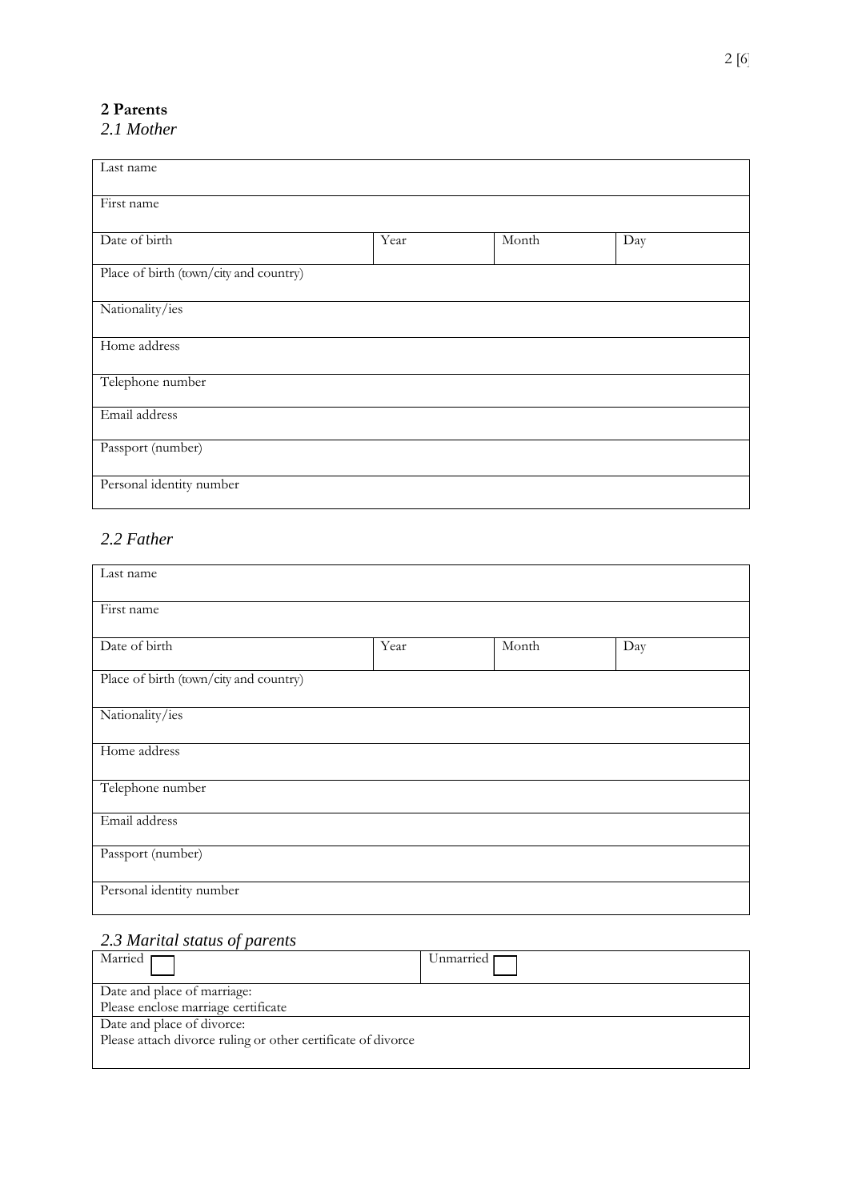## 2 Parents

### *2.1 Mother*

| Last name | | | |
|---|---|---|---|
| First name | | | |
| Date of birth | Year | Month | Day |
| Place of birth (town/city and country) | | | |
| Nationality/ies | | | |
| Home address | | | |
| Telephone number | | | |
| Email address | | | |
| Passport (number) | | | |
| Personal identity number | | | |

### *2.2 Father*

| Last name | | | |
|---|---|---|---|
| First name | | | |
| Date of birth | Year | Month | Day |
| Place of birth (town/city and country) | | | |
| Nationality/ies | | | |
| Home address | | | |
| Telephone number | | | |
| Email address | | | |
| Passport (number) | | | |
| Personal identity number | | | |

### *2.3 Marital status of parents*

| Married ☐ | Unmarried ☐ |
|---|---|
| Date and place of marriage:<br>Please enclose marriage certificate | |
| Date and place of divorce:<br>Please attach divorce ruling or other certificate of divorce | |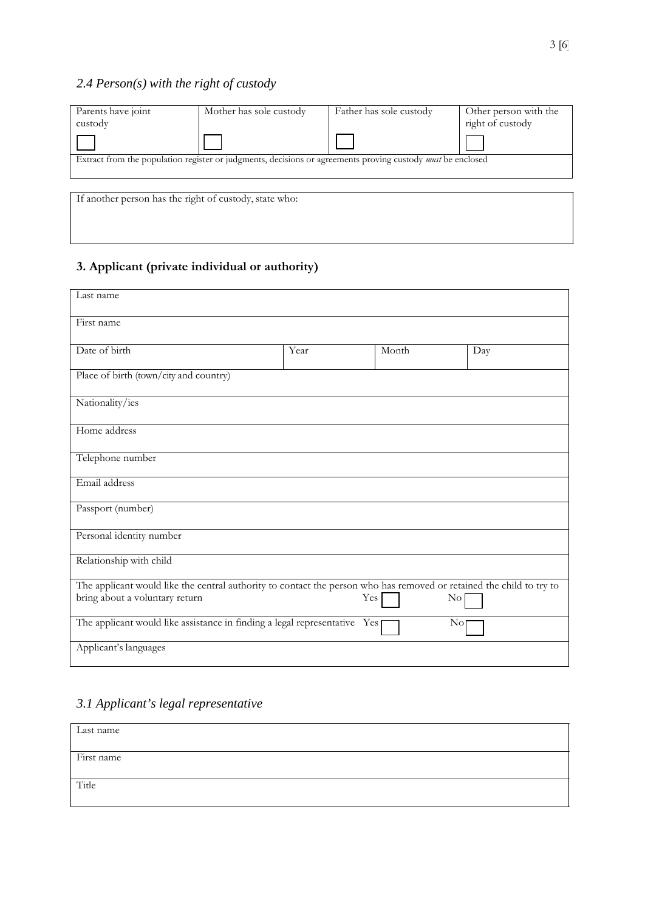### *2.4 Person(s) with the right of custody*

| Parents have joint custody | Mother has sole custody | Father has sole custody | Other person with the right of custody |
|---|---|---|---|
| ☐ | ☐ | ☐ | ☐ |
| Extract from the population register or judgments, decisions or agreements proving custody *must* be enclosed | | | |

| If another person has the right of custody, state who: |
|---|
| |

## 3. Applicant (private individual or authority)

| Last name | | | |
|---|---|---|---|
| First name | | | |
| Date of birth | Year | Month | Day |
| Place of birth (town/city and country) | | | |
| Nationality/ies | | | |
| Home address | | | |
| Telephone number | | | |
| Email address | | | |
| Passport (number) | | | |
| Personal identity number | | | |
| Relationship with child | | | |
| The applicant would like the central authority to contact the person who has removed or retained the child to try to bring about a voluntary return | Yes ☐ | No ☐ | |
| The applicant would like assistance in finding a legal representative | Yes ☐ | No ☐ | |
| Applicant's languages | | | |

### *3.1 Applicant's legal representative*

| Last name |
|---|
| First name |
| Title |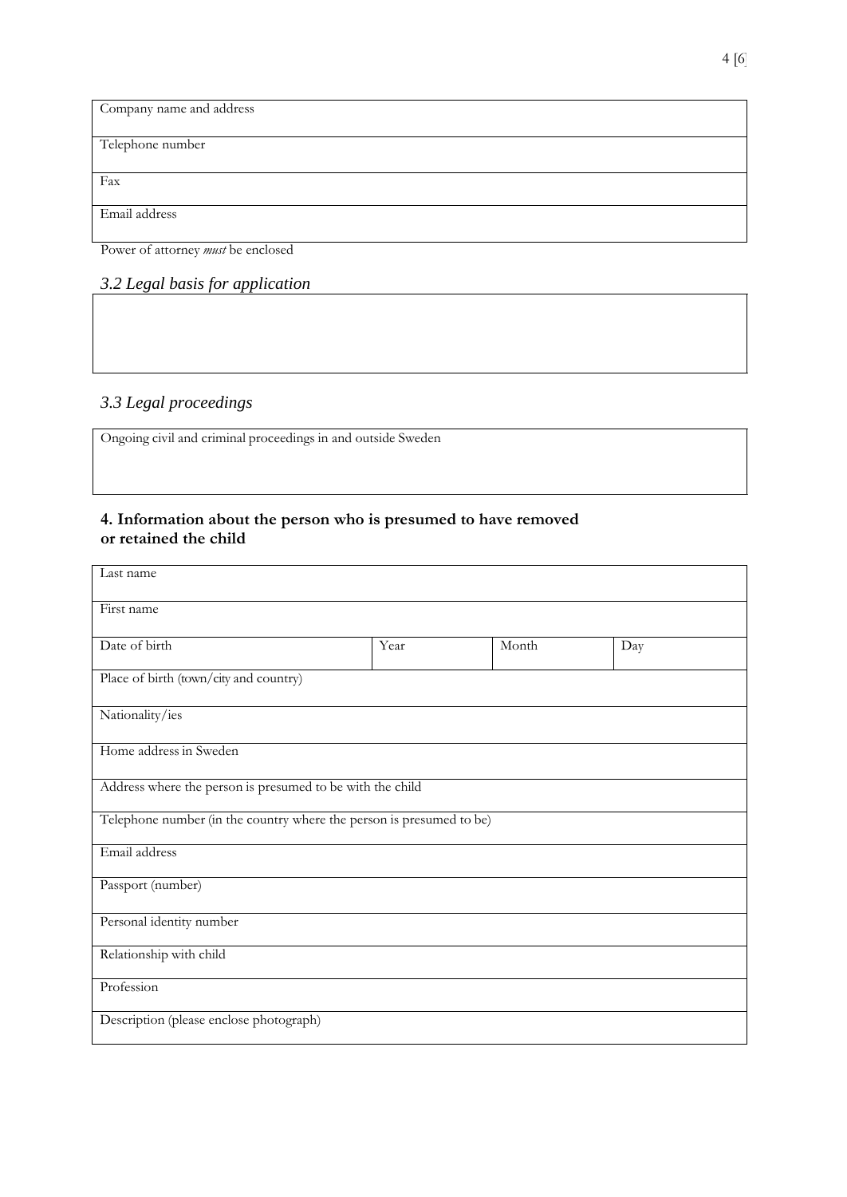| Company name and address |
|---|
| Telephone number |
| Fax |
| Email address |

Power of attorney *must* be enclosed

### *3.2 Legal basis for application*

| |
|---|
| |

### *3.3 Legal proceedings*

| Ongoing civil and criminal proceedings in and outside Sweden |
|---|
| |

## 4. Information about the person who is presumed to have removed or retained the child

| Last name | | | |
|---|---|---|---|
| First name | | | |
| Date of birth | Year | Month | Day |
| Place of birth (town/city and country) | | | |
| Nationality/ies | | | |
| Home address in Sweden | | | |
| Address where the person is presumed to be with the child | | | |
| Telephone number (in the country where the person is presumed to be) | | | |
| Email address | | | |
| Passport (number) | | | |
| Personal identity number | | | |
| Relationship with child | | | |
| Profession | | | |
| Description (please enclose photograph) | | | |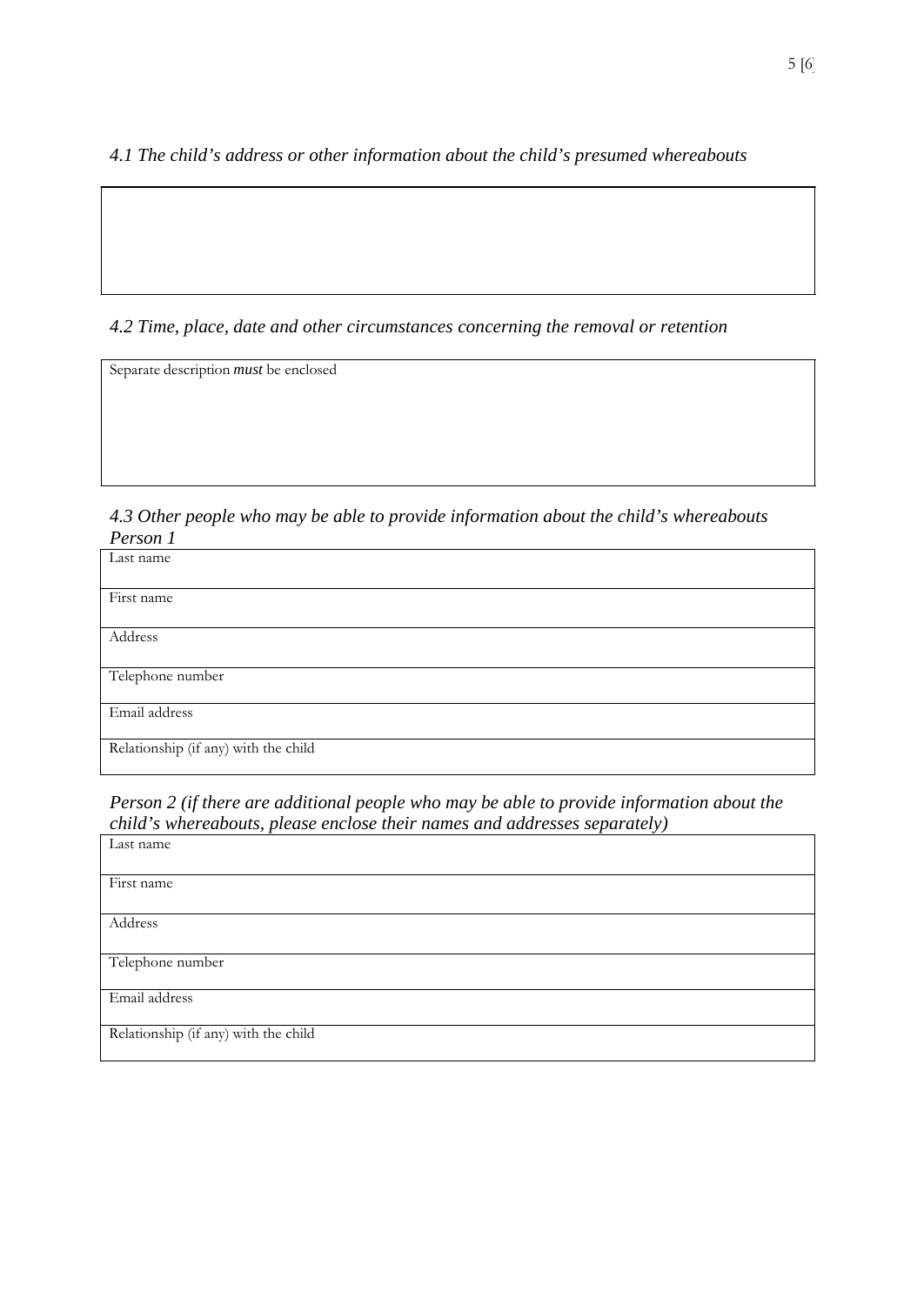*4.1 The child's address or other information about the child's presumed whereabouts*

| |
|---|
| |

*4.2 Time, place, date and other circumstances concerning the removal or retention*

| Separate description *must* be enclosed |
|---|

*4.3 Other people who may be able to provide information about the child's whereabouts*
*Person 1*

| |
|---|
| Last name |
| First name |
| Address |
| Telephone number |
| Email address |
| Relationship (if any) with the child |

*Person 2 (if there are additional people who may be able to provide information about the child's whereabouts, please enclose their names and addresses separately)*

| |
|---|
| Last name |
| First name |
| Address |
| Telephone number |
| Email address |
| Relationship (if any) with the child |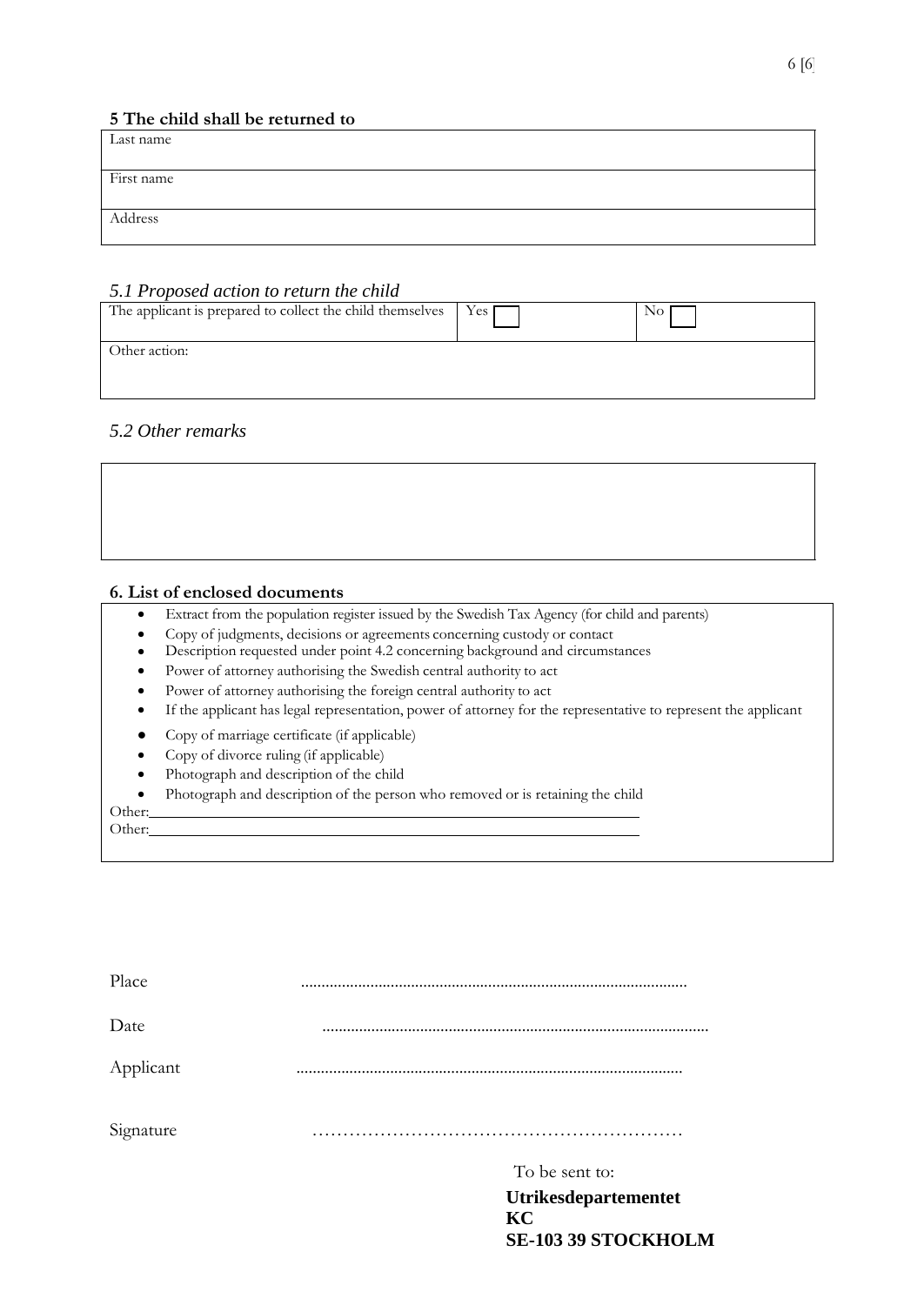## 5 The child shall be returned to

| |
|---|
| Last name |
| First name |
| Address |

### *5.1 Proposed action to return the child*

| | | |
|---|---|---|
| The applicant is prepared to collect the child themselves | Yes ☐ | No ☐ |
| Other action: | | |

### *5.2 Other remarks*

| |
|---|
| |

## 6. List of enclosed documents

- Extract from the population register issued by the Swedish Tax Agency (for child and parents)
- Copy of judgments, decisions or agreements concerning custody or contact
- Description requested under point 4.2 concerning background and circumstances
- Power of attorney authorising the Swedish central authority to act
- Power of attorney authorising the foreign central authority to act
- If the applicant has legal representation, power of attorney for the representative to represent the applicant
- Copy of marriage certificate (if applicable)
- Copy of divorce ruling (if applicable)
- Photograph and description of the child
- Photograph and description of the person who removed or is retaining the child

Other:\_\_\_\_\_\_\_\_\_\_\_\_\_\_\_\_\_\_\_\_\_\_\_\_\_\_\_\_\_\_\_\_\_\_\_\_\_\_\_\_\_\_\_\_\_\_\_\_

Other:\_\_\_\_\_\_\_\_\_\_\_\_\_\_\_\_\_\_\_\_\_\_\_\_\_\_\_\_\_\_\_\_\_\_\_\_\_\_\_\_\_\_\_\_\_\_\_\_

Place ..............................................................................................

Date ..............................................................................................

Applicant ..............................................................................................

Signature ……………………………………………………

To be sent to:

**Utrikesdepartementet**
**KC**
**SE-103 39 STOCKHOLM**